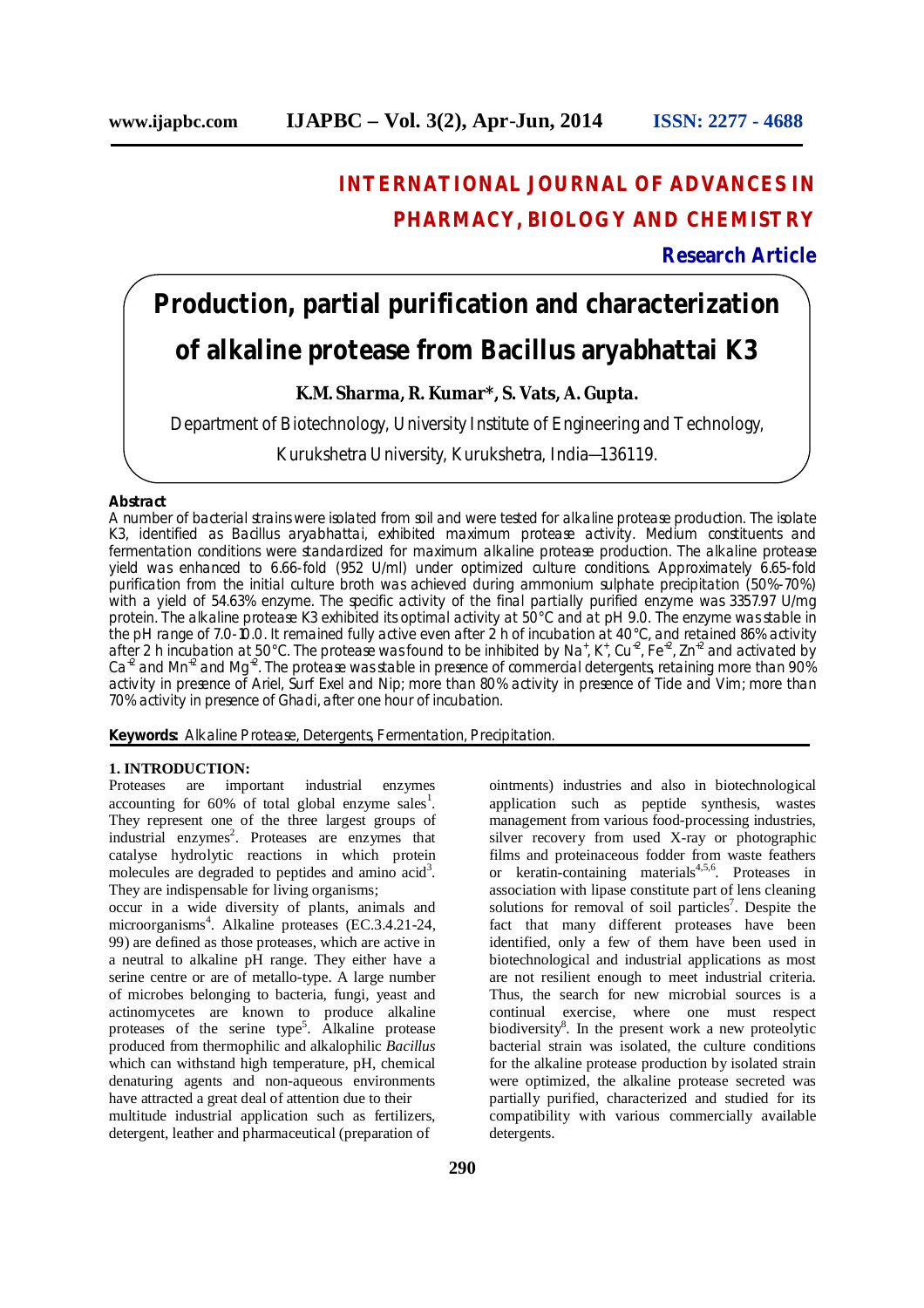# INTERNATIONAL JOURNAL OF ADVANCES IN PHARMACY, BIOLOGY AND CHEMISTRY

**Research Article**

# Production, partial purification and characterization of alkaline protease from Bacillus aryabhattai K3

**K.M. Sharma, R. Kumar*, S. Vats, A. Gupta.**

Department of Biotechnology, University Institute of Engineering and Technology, Kurukshetra University, Kurukshetra, India—136119.

**Abstract**

A number of bacterial strains were isolated from soil and were tested for alkaline protease production. The isolate K3, identified as Bacillus aryabhattai, exhibited maximum protease activity. Medium constituents and fermentation conditions were standardized for maximum alkaline protease production. The alkaline protease yield was enhanced to 6.66-fold (952 U/ml) under optimized culture conditions. Approximately 6.65-fold purification from the initial culture broth was achieved during ammonium sulphate precipitation (50%-70%) with a yield of 54.63% enzyme. The specific activity of the final partially purified enzyme was 3357.97 U/mg protein. The alkaline protease K3 exhibited its optimal activity at 50°C and at pH 9.0. The enzyme was stable in the pH range of 7.0-10.0. It remained fully active even after 2 h of incubation at 40°C, and retained 86% activity after 2 h incubation at 50°C. The protease was found to be inhibited by $Na^{+}$, $K^{+}$, $Cu^{+2}$, $Fe^{+2}$, $Zn^{+2}$ and activated by $Ca^{+2}$ and $Mn^{+2}$ and $Mg^{+2}$. The protease was stable in presence of commercial detergents, retaining more than 90% activity in presence of Ariel, Surf Exel and Nip; more than 80% activity in presence of Tide and Vim; more than 70% activity in presence of Ghadi, after one hour of incubation.

**Keywords:** Alkaline Protease, Detergents, Fermentation, Precipitation.

## 1. INTRODUCTION:

Proteases are important industrial enzymes accounting for 60% of total global enzyme sales[1]. They represent one of the three largest groups of industrial enzymes[2]. Proteases are enzymes that catalyse hydrolytic reactions in which protein molecules are degraded to peptides and amino acid[3]. They are indispensable for living organisms; occur in a wide diversity of plants, animals and microorganisms[4]. Alkaline proteases (EC.3.4.21-24, 99) are defined as those proteases, which are active in a neutral to alkaline pH range. They either have a serine centre or are of metallo-type. A large number of microbes belonging to bacteria, fungi, yeast and actinomycetes are known to produce alkaline proteases of the serine type[5]. Alkaline protease produced from thermophilic and alkalophilic *Bacillus* which can withstand high temperature, pH, chemical denaturing agents and non-aqueous environments have attracted a great deal of attention due to their multitude industrial application such as fertilizers, detergent, leather and pharmaceutical (preparation of ointments) industries and also in biotechnological application such as peptide synthesis, wastes management from various food-processing industries, silver recovery from used X-ray or photographic films and proteinaceous fodder from waste feathers or keratin-containing materials[4,5,6]. Proteases in association with lipase constitute part of lens cleaning solutions for removal of soil particles[7]. Despite the fact that many different proteases have been identified, only a few of them have been used in biotechnological and industrial applications as most are not resilient enough to meet industrial criteria. Thus, the search for new microbial sources is a continual exercise, where one must respect biodiversity[8]. In the present work a new proteolytic bacterial strain was isolated, the culture conditions for the alkaline protease production by isolated strain were optimized, the alkaline protease secreted was partially purified, characterized and studied for its compatibility with various commercially available detergents.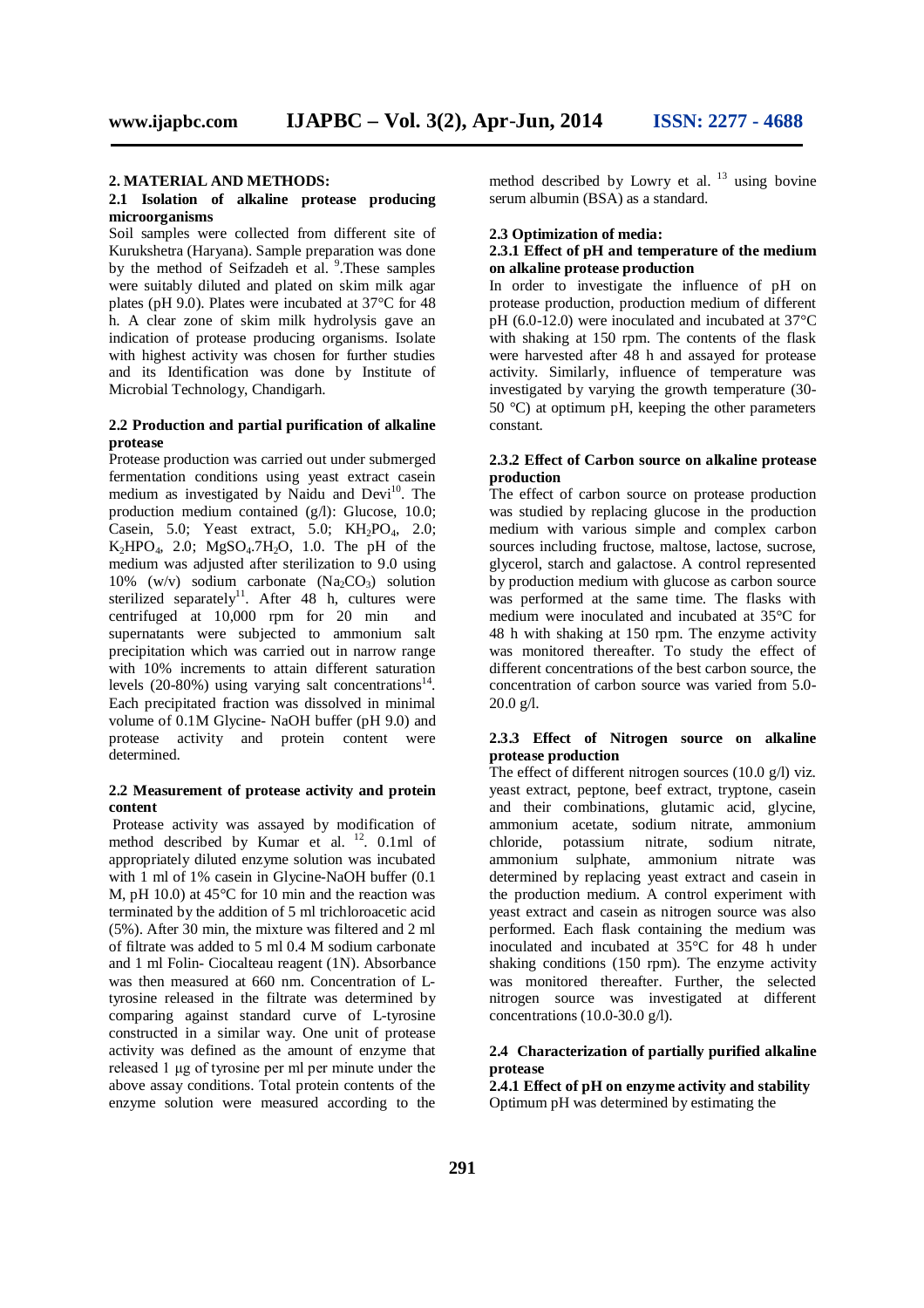## 2. MATERIAL AND METHODS:

### 2.1 Isolation of alkaline protease producing microorganisms

Soil samples were collected from different site of Kurukshetra (Haryana). Sample preparation was done by the method of Seifzadeh et al. [9].These samples were suitably diluted and plated on skim milk agar plates (pH 9.0). Plates were incubated at 37°C for 48 h. A clear zone of skim milk hydrolysis gave an indication of protease producing organisms. Isolate with highest activity was chosen for further studies and its Identification was done by Institute of Microbial Technology, Chandigarh.

### 2.2 Production and partial purification of alkaline protease

Protease production was carried out under submerged fermentation conditions using yeast extract casein medium as investigated by Naidu and Devi[10]. The production medium contained (g/l): Glucose, 10.0; Casein, 5.0; Yeast extract, 5.0; $KH_2PO_4$, 2.0; $K_2HPO_4$, 2.0; $MgSO_4.7H_2O$, 1.0. The pH of the medium was adjusted after sterilization to 9.0 using 10% (w/v) sodium carbonate ($Na_2CO_3$) solution sterilized separately[11]. After 48 h, cultures were centrifuged at 10,000 rpm for 20 min and supernatants were subjected to ammonium salt precipitation which was carried out in narrow range with 10% increments to attain different saturation levels (20-80%) using varying salt concentrations[14]. Each precipitated fraction was dissolved in minimal volume of 0.1M Glycine- NaOH buffer (pH 9.0) and protease activity and protein content were determined.

### 2.2 Measurement of protease activity and protein content

Protease activity was assayed by modification of method described by Kumar et al. [12]. 0.1ml of appropriately diluted enzyme solution was incubated with 1 ml of 1% casein in Glycine-NaOH buffer (0.1 M, pH 10.0) at 45°C for 10 min and the reaction was terminated by the addition of 5 ml trichloroacetic acid (5%). After 30 min, the mixture was filtered and 2 ml of filtrate was added to 5 ml 0.4 M sodium carbonate and 1 ml Folin- Ciocalteau reagent (1N). Absorbance was then measured at 660 nm. Concentration of L-tyrosine released in the filtrate was determined by comparing against standard curve of L-tyrosine constructed in a similar way. One unit of protease activity was defined as the amount of enzyme that released 1 μg of tyrosine per ml per minute under the above assay conditions. Total protein contents of the enzyme solution were measured according to the method described by Lowry et al. [13] using bovine serum albumin (BSA) as a standard.

### 2.3 Optimization of media:

#### 2.3.1 Effect of pH and temperature of the medium on alkaline protease production

In order to investigate the influence of pH on protease production, production medium of different pH (6.0-12.0) were inoculated and incubated at 37°C with shaking at 150 rpm. The contents of the flask were harvested after 48 h and assayed for protease activity. Similarly, influence of temperature was investigated by varying the growth temperature (30-50 °C) at optimum pH, keeping the other parameters constant.

#### 2.3.2 Effect of Carbon source on alkaline protease production

The effect of carbon source on protease production was studied by replacing glucose in the production medium with various simple and complex carbon sources including fructose, maltose, lactose, sucrose, glycerol, starch and galactose. A control represented by production medium with glucose as carbon source was performed at the same time. The flasks with medium were inoculated and incubated at 35°C for 48 h with shaking at 150 rpm. The enzyme activity was monitored thereafter. To study the effect of different concentrations of the best carbon source, the concentration of carbon source was varied from 5.0-20.0 g/l.

#### 2.3.3 Effect of Nitrogen source on alkaline protease production

The effect of different nitrogen sources (10.0 g/l) viz. yeast extract, peptone, beef extract, tryptone, casein and their combinations, glutamic acid, glycine, ammonium acetate, sodium nitrate, ammonium chloride, potassium nitrate, sodium nitrate, ammonium sulphate, ammonium nitrate was determined by replacing yeast extract and casein in the production medium. A control experiment with yeast extract and casein as nitrogen source was also performed. Each flask containing the medium was inoculated and incubated at 35°C for 48 h under shaking conditions (150 rpm). The enzyme activity was monitored thereafter. Further, the selected nitrogen source was investigated at different concentrations (10.0-30.0 g/l).

### 2.4 Characterization of partially purified alkaline protease

#### 2.4.1 Effect of pH on enzyme activity and stability

Optimum pH was determined by estimating the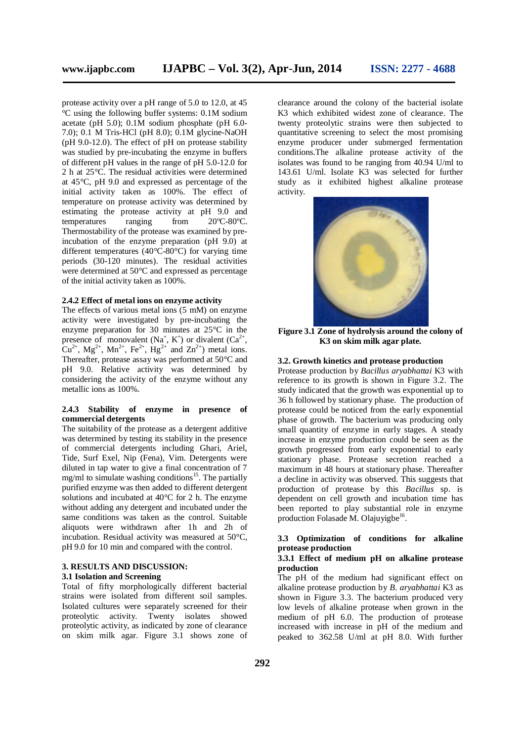protease activity over a pH range of 5.0 to 12.0, at 45 °C using the following buffer systems: 0.1M sodium acetate (pH 5.0); 0.1M sodium phosphate (pH 6.0-7.0); 0.1 M Tris-HCl (pH 8.0); 0.1M glycine-NaOH (pH 9.0-12.0). The effect of pH on protease stability was studied by pre-incubating the enzyme in buffers of different pH values in the range of pH 5.0-12.0 for 2 h at 25°C. The residual activities were determined at 45°C, pH 9.0 and expressed as percentage of the initial activity taken as 100%. The effect of temperature on protease activity was determined by estimating the protease activity at pH 9.0 and temperatures ranging from 20ºC-80ºC. Thermostability of the protease was examined by pre-incubation of the enzyme preparation (pH 9.0) at different temperatures (40°C-80°C) for varying time periods (30-120 minutes). The residual activities were determined at 50°C and expressed as percentage of the initial activity taken as 100%.

#### 2.4.2 Effect of metal ions on enzyme activity

The effects of various metal ions (5 mM) on enzyme activity were investigated by pre-incubating the enzyme preparation for 30 minutes at 25°C in the presence of monovalent ($Na^{+}$, $K^{+}$) or divalent ($Ca^{2+}$, $Cu^{2+}$, $Mg^{2+}$, $Mn^{2+}$, $Fe^{2+}$, $Hg^{2+}$ and $Zn^{2+}$) metal ions. Thereafter, protease assay was performed at 50°C and pH 9.0. Relative activity was determined by considering the activity of the enzyme without any metallic ions as 100%.

#### 2.4.3 Stability of enzyme in presence of commercial detergents

The suitability of the protease as a detergent additive was determined by testing its stability in the presence of commercial detergents including Ghari, Ariel, Tide, Surf Exel, Nip (Fena), Vim. Detergents were diluted in tap water to give a final concentration of 7 mg/ml to simulate washing conditions[15]. The partially purified enzyme was then added to different detergent solutions and incubated at 40°C for 2 h. The enzyme without adding any detergent and incubated under the same conditions was taken as the control. Suitable aliquots were withdrawn after 1h and 2h of incubation. Residual activity was measured at 50°C, pH 9.0 for 10 min and compared with the control.

## 3. RESULTS AND DISCUSSION:

### 3.1 Isolation and Screening

Total of fifty morphologically different bacterial strains were isolated from different soil samples. Isolated cultures were separately screened for their proteolytic activity. Twenty isolates showed proteolytic activity, as indicated by zone of clearance on skim milk agar. Figure 3.1 shows zone of clearance around the colony of the bacterial isolate K3 which exhibited widest zone of clearance. The twenty proteolytic strains were then subjected to quantitative screening to select the most promising enzyme producer under submerged fermentation conditions.The alkaline protease activity of the isolates was found to be ranging from 40.94 U/ml to 143.61 U/ml. Isolate K3 was selected for further study as it exhibited highest alkaline protease activity.

**Figure 3.1 Zone of hydrolysis around the colony of K3 on skim milk agar plate.**

### 3.2. Growth kinetics and protease production

Protease production by *Bacillus aryabhattai* K3 with reference to its growth is shown in Figure 3.2. The study indicated that the growth was exponential up to 36 h followed by stationary phase. The production of protease could be noticed from the early exponential phase of growth. The bacterium was producing only small quantity of enzyme in early stages. A steady increase in enzyme production could be seen as the growth progressed from early exponential to early stationary phase. Protease secretion reached a maximum in 48 hours at stationary phase. Thereafter a decline in activity was observed. This suggests that production of protease by this *Bacillus* sp. is dependent on cell growth and incubation time has been reported to play substantial role in enzyme production Folasade M. Olajuyigbe[16].

### 3.3 Optimization of conditions for alkaline protease production

#### 3.3.1 Effect of medium pH on alkaline protease production

The pH of the medium had significant effect on alkaline protease production by *B. aryabhattai* K3 as shown in Figure 3.3. The bacterium produced very low levels of alkaline protease when grown in the medium of pH 6.0. The production of protease increased with increase in pH of the medium and peaked to 362.58 U/ml at pH 8.0. With further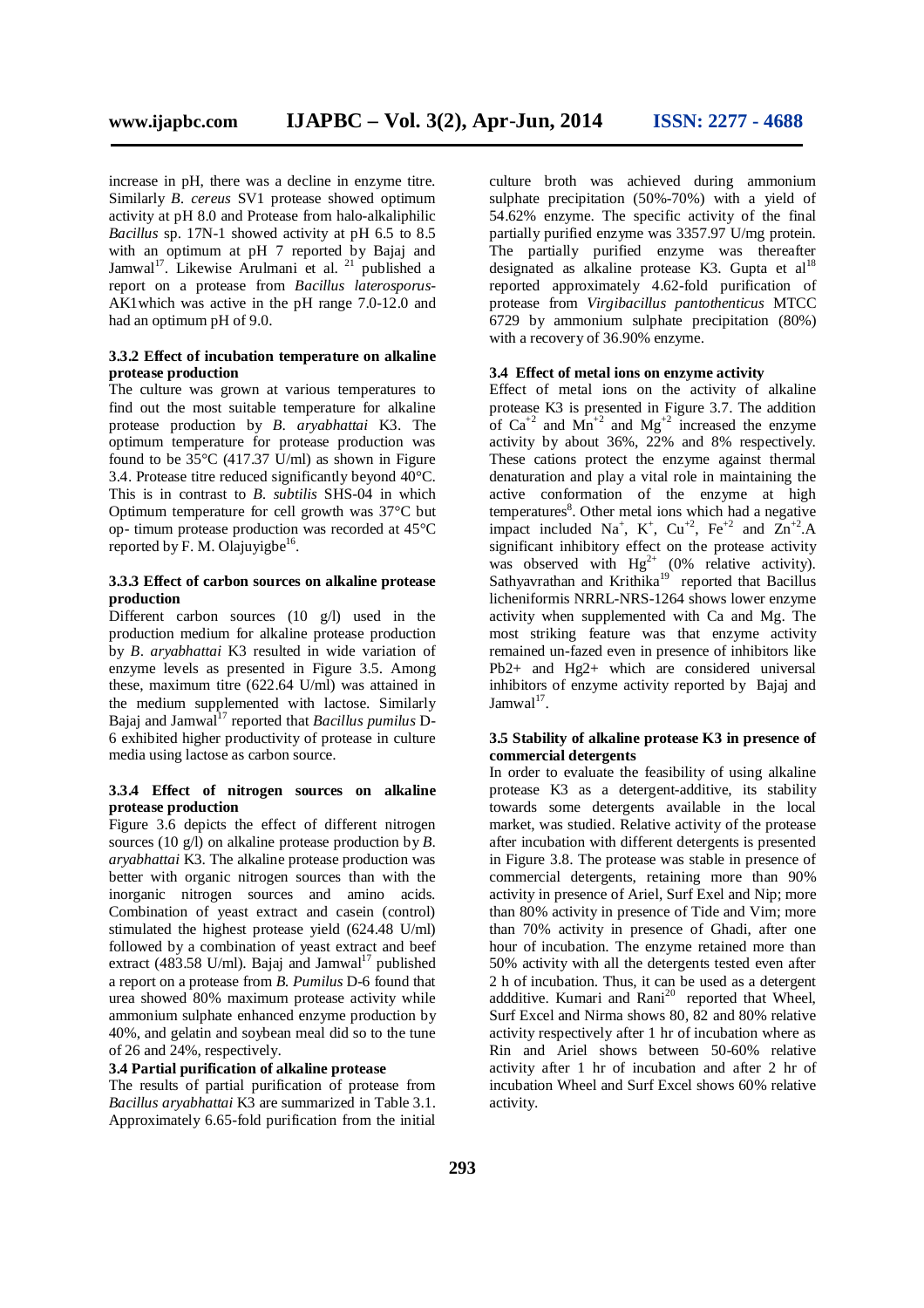increase in pH, there was a decline in enzyme titre. Similarly *B. cereus* SV1 protease showed optimum activity at pH 8.0 and Protease from halo-alkaliphilic *Bacillus* sp. 17N-1 showed activity at pH 6.5 to 8.5 with an optimum at pH 7 reported by Bajaj and Jamwal[17]. Likewise Arulmani et al. [21] published a report on a protease from *Bacillus laterosporus*-AK1which was active in the pH range 7.0-12.0 and had an optimum pH of 9.0.

### 3.3.2 Effect of incubation temperature on alkaline protease production

The culture was grown at various temperatures to find out the most suitable temperature for alkaline protease production by *B. aryabhattai* K3. The optimum temperature for protease production was found to be 35°C (417.37 U/ml) as shown in Figure 3.4. Protease titre reduced significantly beyond 40°C. This is in contrast to *B. subtilis* SHS-04 in which Optimum temperature for cell growth was 37°C but op- timum protease production was recorded at 45°C reported by F. M. Olajuyigbe[16].

### 3.3.3 Effect of carbon sources on alkaline protease production

Different carbon sources (10 g/l) used in the production medium for alkaline protease production by *B. aryabhattai* K3 resulted in wide variation of enzyme levels as presented in Figure 3.5. Among these, maximum titre (622.64 U/ml) was attained in the medium supplemented with lactose. Similarly Bajaj and Jamwal[17] reported that *Bacillus pumilus* D-6 exhibited higher productivity of protease in culture media using lactose as carbon source.

### 3.3.4 Effect of nitrogen sources on alkaline protease production

Figure 3.6 depicts the effect of different nitrogen sources (10 g/l) on alkaline protease production by *B. aryabhattai* K3. The alkaline protease production was better with organic nitrogen sources than with the inorganic nitrogen sources and amino acids. Combination of yeast extract and casein (control) stimulated the highest protease yield (624.48 U/ml) followed by a combination of yeast extract and beef extract (483.58 U/ml). Bajaj and Jamwal[17] published a report on a protease from *B. Pumilus* D-6 found that urea showed 80% maximum protease activity while ammonium sulphate enhanced enzyme production by 40%, and gelatin and soybean meal did so to the tune of 26 and 24%, respectively.

### 3.4 Partial purification of alkaline protease

The results of partial purification of protease from *Bacillus aryabhattai* K3 are summarized in Table 3.1. Approximately 6.65-fold purification from the initial culture broth was achieved during ammonium sulphate precipitation (50%-70%) with a yield of 54.62% enzyme. The specific activity of the final partially purified enzyme was 3357.97 U/mg protein. The partially purified enzyme was thereafter designated as alkaline protease K3. Gupta et al[18] reported approximately 4.62-fold purification of protease from *Virgibacillus pantothenticus* MTCC 6729 by ammonium sulphate precipitation (80%) with a recovery of 36.90% enzyme.

### 3.4 Effect of metal ions on enzyme activity

Effect of metal ions on the activity of alkaline protease K3 is presented in Figure 3.7. The addition of $Ca^{+2}$ and $Mn^{+2}$ and $Mg^{+2}$ increased the enzyme activity by about 36%, 22% and 8% respectively. These cations protect the enzyme against thermal denaturation and play a vital role in maintaining the active conformation of the enzyme at high temperatures[8]. Other metal ions which had a negative impact included $Na^{+}$, $K^{+}$, $Cu^{+2}$, $Fe^{+2}$ and $Zn^{+2}$.A significant inhibitory effect on the protease activity was observed with $Hg^{2+}$ (0% relative activity). Sathyavrathan and Krithika[19] reported that Bacillus licheniformis NRRL-NRS-1264 shows lower enzyme activity when supplemented with Ca and Mg. The most striking feature was that enzyme activity remained un-fazed even in presence of inhibitors like Pb2+ and Hg2+ which are considered universal inhibitors of enzyme activity reported by Bajaj and Jamwal[17].

### 3.5 Stability of alkaline protease K3 in presence of commercial detergents

In order to evaluate the feasibility of using alkaline protease K3 as a detergent-additive, its stability towards some detergents available in the local market, was studied. Relative activity of the protease after incubation with different detergents is presented in Figure 3.8. The protease was stable in presence of commercial detergents, retaining more than 90% activity in presence of Ariel, Surf Exel and Nip; more than 80% activity in presence of Tide and Vim; more than 70% activity in presence of Ghadi, after one hour of incubation. The enzyme retained more than 50% activity with all the detergents tested even after 2 h of incubation. Thus, it can be used as a detergent addditive. Kumari and Rani[20] reported that Wheel, Surf Excel and Nirma shows 80, 82 and 80% relative activity respectively after 1 hr of incubation where as Rin and Ariel shows between 50-60% relative activity after 1 hr of incubation and after 2 hr of incubation Wheel and Surf Excel shows 60% relative activity.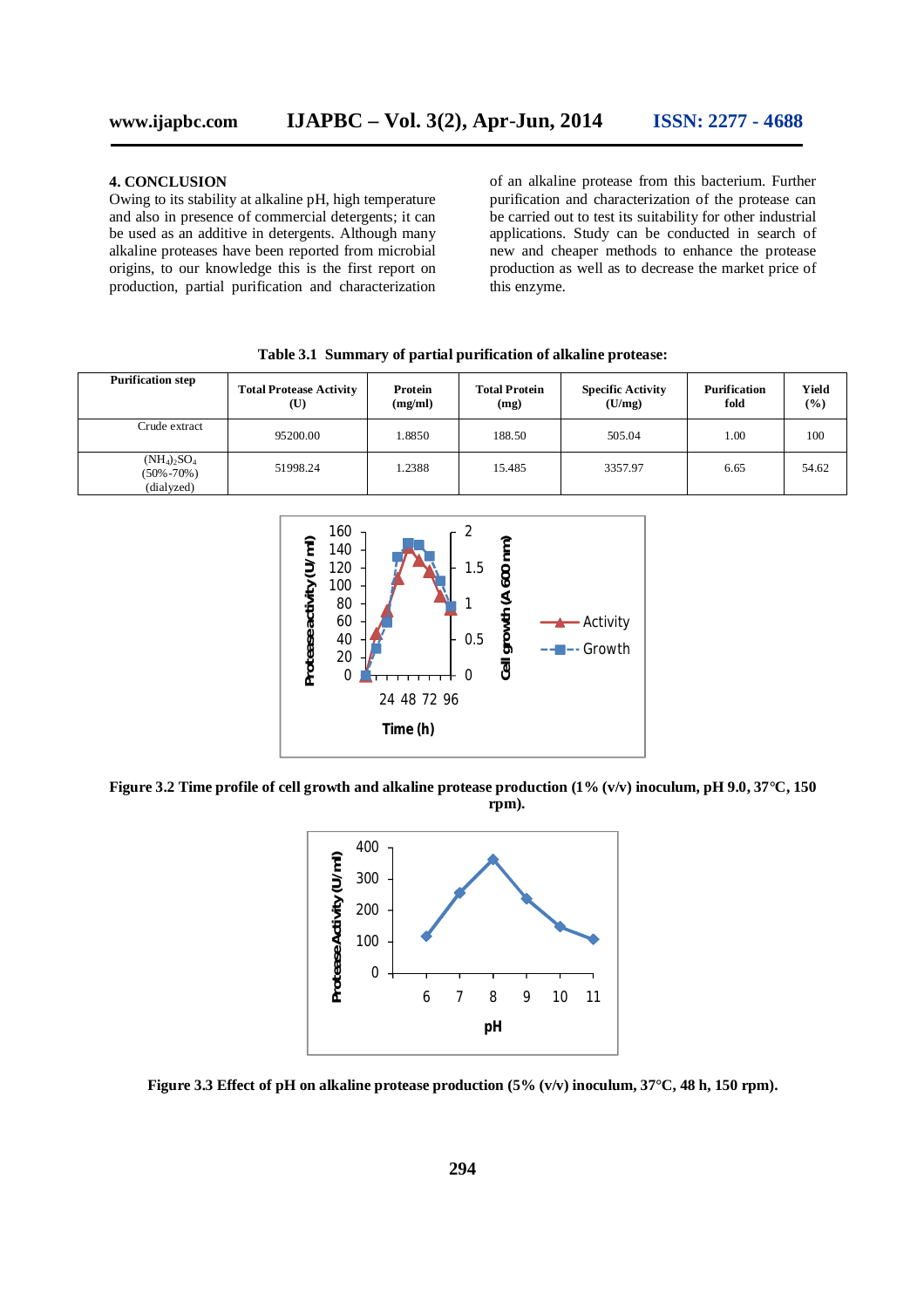## 4. CONCLUSION

Owing to its stability at alkaline pH, high temperature and also in presence of commercial detergents; it can be used as an additive in detergents. Although many alkaline proteases have been reported from microbial origins, to our knowledge this is the first report on production, partial purification and characterization of an alkaline protease from this bacterium. Further purification and characterization of the protease can be carried out to test its suitability for other industrial applications. Study can be conducted in search of new and cheaper methods to enhance the protease production as well as to decrease the market price of this enzyme.

**Table 3.1 Summary of partial purification of alkaline protease:**

| Purification step | Total Protease Activity (U) | Protein (mg/ml) | Total Protein (mg) | Specific Activity (U/mg) | Purification fold | Yield (%) |
|---|---|---|---|---|---|---|
| Crude extract | 95200.00 | 1.8850 | 188.50 | 505.04 | 1.00 | 100 |
| $(NH_4)_2SO_4$ (50%-70%) (dialyzed) | 51998.24 | 1.2388 | 15.485 | 3357.97 | 6.65 | 54.62 |

**Figure 3.2 Time profile of cell growth and alkaline protease production (1% (v/v) inoculum, pH 9.0, 37°C, 150 rpm).**

**Figure 3.3 Effect of pH on alkaline protease production (5% (v/v) inoculum, 37°C, 48 h, 150 rpm).**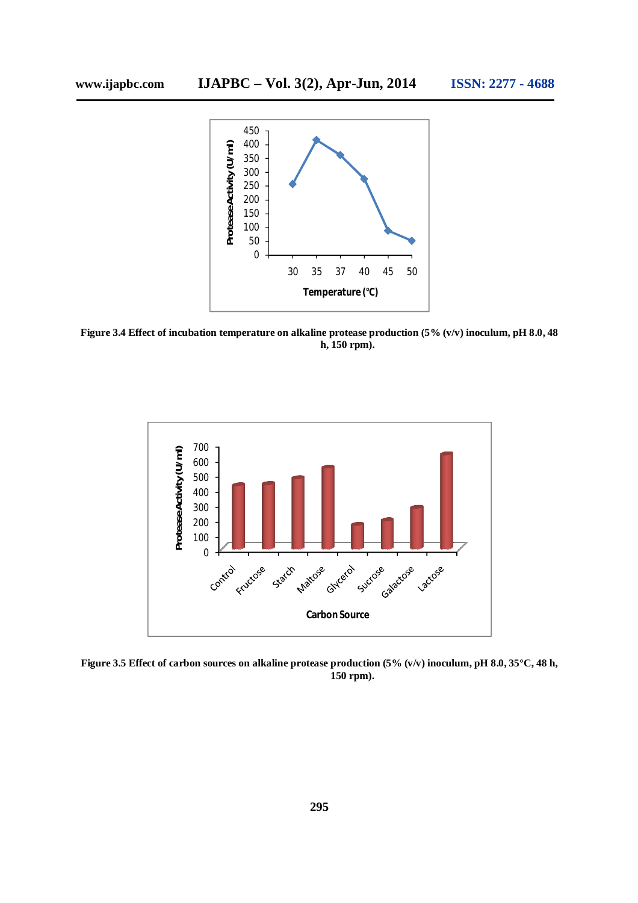**Figure 3.4 Effect of incubation temperature on alkaline protease production (5% (v/v) inoculum, pH 8.0, 48 h, 150 rpm).**

**Figure 3.5 Effect of carbon sources on alkaline protease production (5% (v/v) inoculum, pH 8.0, 35°C, 48 h, 150 rpm).**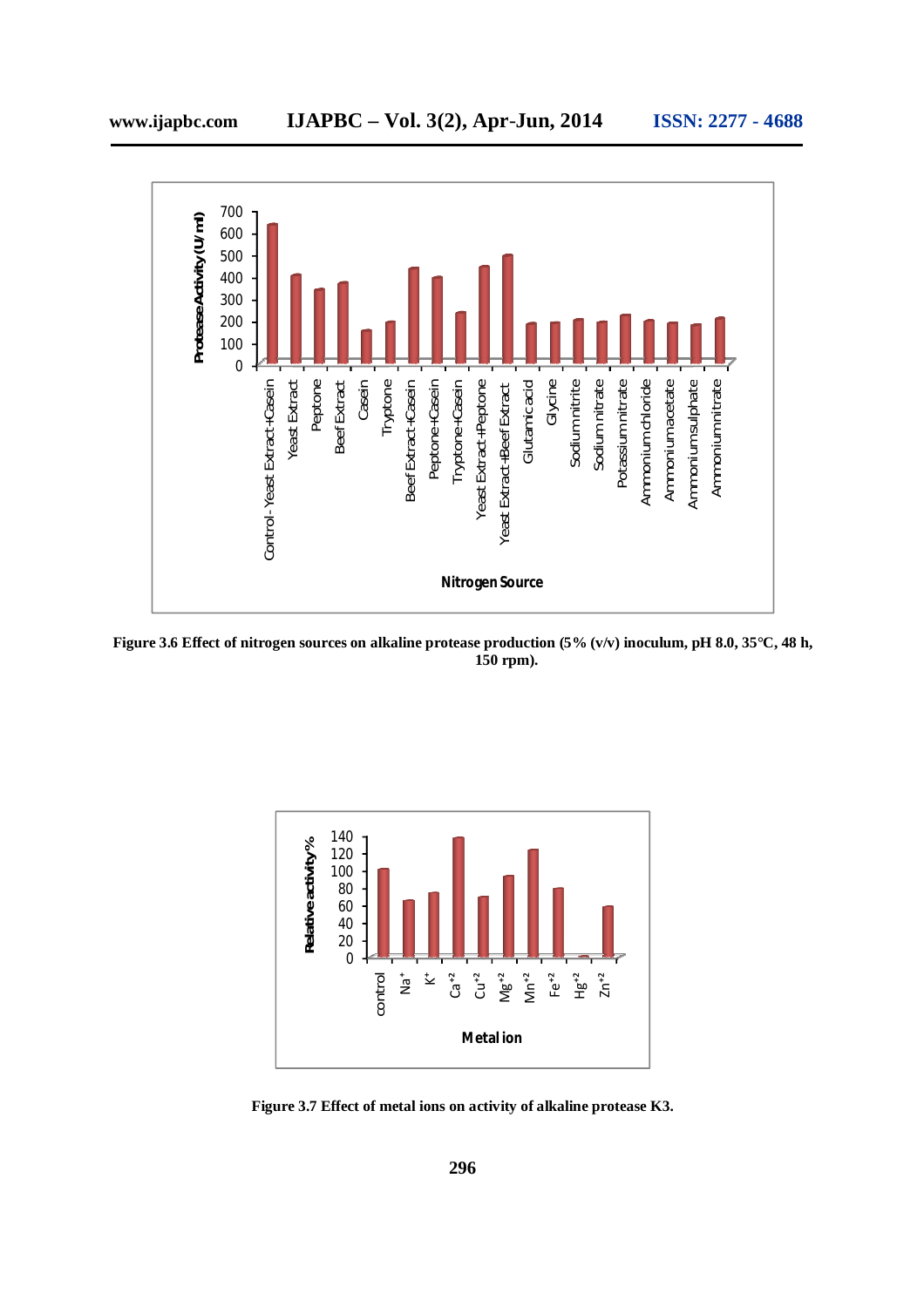Figure 3.6 Effect of nitrogen sources on alkaline protease production (5% (v/v) inoculum, pH 8.0, 35°C, 48 h, 150 rpm).

Figure 3.7 Effect of metal ions on activity of alkaline protease K3.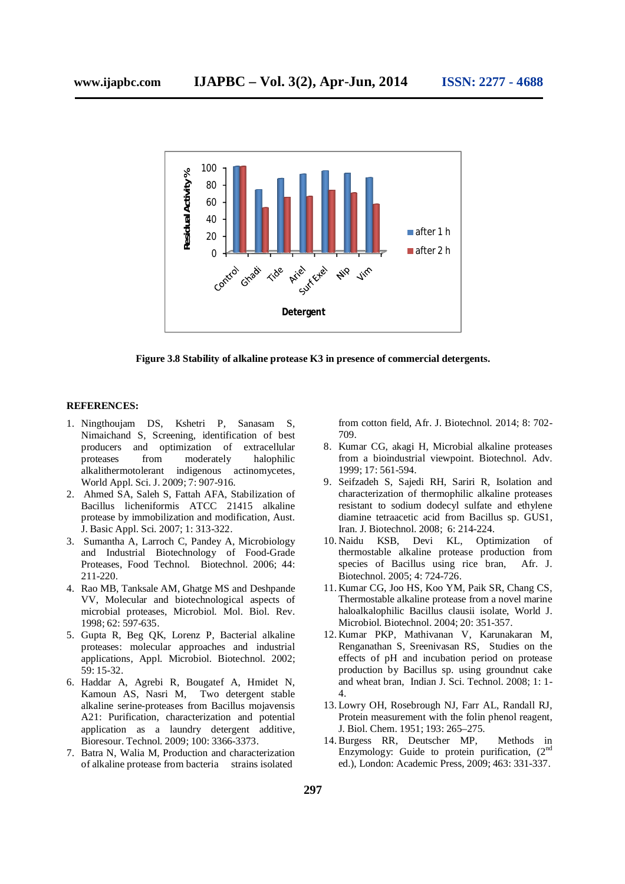Figure 3.8 Stability of alkaline protease K3 in presence of commercial detergents.

**REFERENCES:**

1. Ningthoujam DS, Kshetri P, Sanasam S, Nimaichand S, Screening, identification of best producers and optimization of extracellular proteases from moderately halophilic alkalithermotolerant indigenous actinomycetes, World Appl. Sci. J. 2009; 7: 907-916.
2. Ahmed SA, Saleh S, Fattah AFA, Stabilization of Bacillus licheniformis ATCC 21415 alkaline protease by immobilization and modification, Aust. J. Basic Appl. Sci. 2007; 1: 313-322.
3. Sumantha A, Larroch C, Pandey A, Microbiology and Industrial Biotechnology of Food-Grade Proteases, Food Technol. Biotechnol. 2006; 44: 211-220.
4. Rao MB, Tanksale AM, Ghatge MS and Deshpande VV, Molecular and biotechnological aspects of microbial proteases, Microbiol. Mol. Biol. Rev. 1998; 62: 597-635.
5. Gupta R, Beg QK, Lorenz P, Bacterial alkaline proteases: molecular approaches and industrial applications, Appl. Microbiol. Biotechnol. 2002; 59: 15-32.
6. Haddar A, Agrebi R, Bougatef A, Hmidet N, Kamoun AS, Nasri M, Two detergent stable alkaline serine-proteases from Bacillus mojavensis A21: Purification, characterization and potential application as a laundry detergent additive, Bioresour. Technol. 2009; 100: 3366-3373.
7. Batra N, Walia M, Production and characterization of alkaline protease from bacteria strains isolated from cotton field, Afr. J. Biotechnol. 2014; 8: 702-709.
8. Kumar CG, akagi H, Microbial alkaline proteases from a bioindustrial viewpoint. Biotechnol. Adv. 1999; 17: 561-594.
9. Seifzadeh S, Sajedi RH, Sariri R, Isolation and characterization of thermophilic alkaline proteases resistant to sodium dodecyl sulfate and ethylene diamine tetraacetic acid from Bacillus sp. GUS1, Iran. J. Biotechnol. 2008; 6: 214-224.
10. Naidu KSB, Devi KL, Optimization of thermostable alkaline protease production from species of Bacillus using rice bran, Afr. J. Biotechnol. 2005; 4: 724-726.
11. Kumar CG, Joo HS, Koo YM, Paik SR, Chang CS, Thermostable alkaline protease from a novel marine haloalkalophilic Bacillus clausii isolate, World J. Microbiol. Biotechnol. 2004; 20: 351-357.
12. Kumar PKP, Mathivanan V, Karunakaran M, Renganathan S, Sreenivasan RS, Studies on the effects of pH and incubation period on protease production by Bacillus sp. using groundnut cake and wheat bran, Indian J. Sci. Technol. 2008; 1: 1-4.
13. Lowry OH, Rosebrough NJ, Farr AL, Randall RJ, Protein measurement with the folin phenol reagent, J. Biol. Chem. 1951; 193: 265–275.
14. Burgess RR, Deutscher MP, Methods in Enzymology: Guide to protein purification, (2nd ed.), London: Academic Press, 2009; 463: 331-337.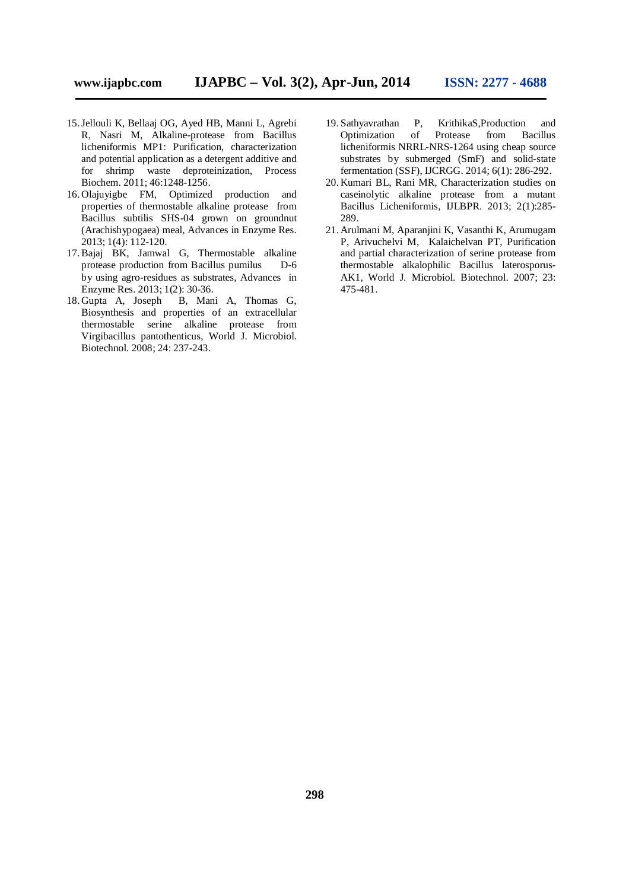15. Jellouli K, Bellaaj OG, Ayed HB, Manni L, Agrebi R, Nasri M, Alkaline-protease from Bacillus licheniformis MP1: Purification, characterization and potential application as a detergent additive and for shrimp waste deproteinization, Process Biochem. 2011; 46:1248-1256.
16. Olajuyigbe FM, Optimized production and properties of thermostable alkaline protease from Bacillus subtilis SHS-04 grown on groundnut (Arachishypogaea) meal, Advances in Enzyme Res. 2013; 1(4): 112-120.
17. Bajaj BK, Jamwal G, Thermostable alkaline protease production from Bacillus pumilus D-6 by using agro-residues as substrates, Advances in Enzyme Res. 2013; 1(2): 30-36.
18. Gupta A, Joseph B, Mani A, Thomas G, Biosynthesis and properties of an extracellular thermostable serine alkaline protease from Virgibacillus pantothenticus, World J. Microbiol. Biotechnol. 2008; 24: 237-243.
19. Sathyavrathan P, KrithikaS,Production and Optimization of Protease from Bacillus licheniformis NRRL-NRS-1264 using cheap source substrates by submerged (SmF) and solid-state fermentation (SSF), IJCRGG. 2014; 6(1): 286-292.
20. Kumari BL, Rani MR, Characterization studies on caseinolytic alkaline protease from a mutant Bacillus Licheniformis, IJLBPR. 2013; 2(1):285-289.
21. Arulmani M, Aparanjini K, Vasanthi K, Arumugam P, Arivuchelvi M, Kalaichelvan PT, Purification and partial characterization of serine protease from thermostable alkalophilic Bacillus laterosporus-AK1, World J. Microbiol. Biotechnol. 2007; 23: 475-481.